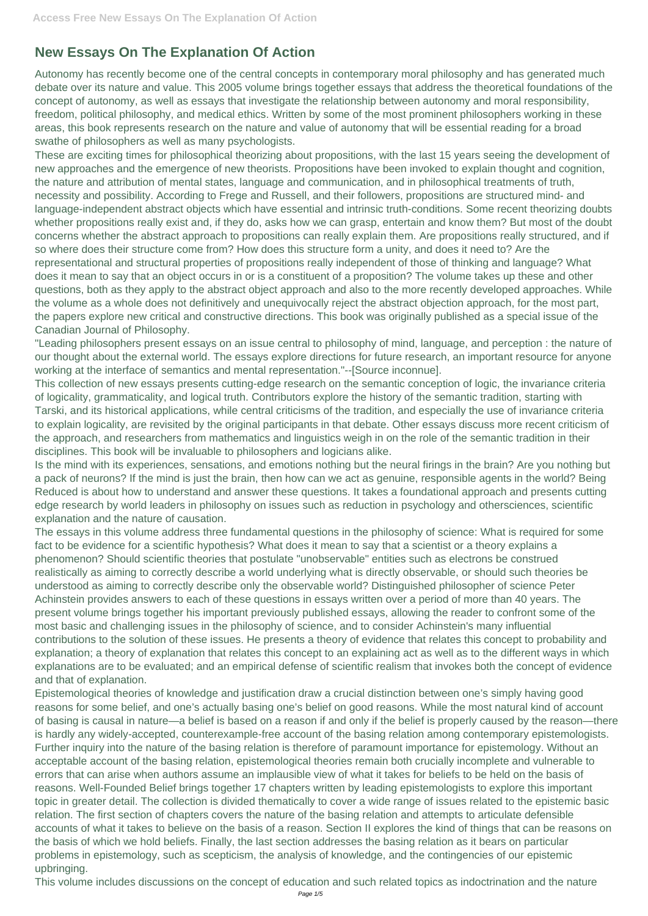# New Essays On The Explanation Of Action

Autonomy has recently become one of the central concepts in contemporary moral philosophy and has generated much debate over its nature and value. This 2005 volume brings together essays that address the theoretical foundations of the concept of autonomy, as well as essays that investigate the relationship between autonomy and moral responsibility, freedom, political philosophy, and medical ethics. Written by some of the most prominent philosophers working in these areas, this book represents research on the nature and value of autonomy that will be essential reading for a broad swathe of philosophers as well as many psychologists.

These are exciting times for philosophical theorizing about propositions, with the last 15 years seeing the development of new approaches and the emergence of new theorists. Propositions have been invoked to explain thought and cognition, the nature and attribution of mental states, language and communication, and in philosophical treatments of truth, necessity and possibility. According to Frege and Russell, and their followers, propositions are structured mind- and language-independent abstract objects which have essential and intrinsic truth-conditions. Some recent theorizing doubts whether propositions really exist and, if they do, asks how we can grasp, entertain and know them? But most of the doubt concerns whether the abstract approach to propositions can really explain them. Are propositions really structured, and if so where does their structure come from? How does this structure form a unity, and does it need to? Are the representational and structural properties of propositions really independent of those of thinking and language? What does it mean to say that an object occurs in or is a constituent of a proposition? The volume takes up these and other questions, both as they apply to the abstract object approach and also to the more recently developed approaches. While the volume as a whole does not definitively and unequivocally reject the abstract objection approach, for the most part, the papers explore new critical and constructive directions. This book was originally published as a special issue of the Canadian Journal of Philosophy.

"Leading philosophers present essays on an issue central to philosophy of mind, language, and perception : the nature of our thought about the external world. The essays explore directions for future research, an important resource for anyone working at the interface of semantics and mental representation."--[Source inconnue].

This collection of new essays presents cutting-edge research on the semantic conception of logic, the invariance criteria of logicality, grammaticality, and logical truth. Contributors explore the history of the semantic tradition, starting with Tarski, and its historical applications, while central criticisms of the tradition, and especially the use of invariance criteria to explain logicality, are revisited by the original participants in that debate. Other essays discuss more recent criticism of the approach, and researchers from mathematics and linguistics weigh in on the role of the semantic tradition in their disciplines. This book will be invaluable to philosophers and logicians alike.

Is the mind with its experiences, sensations, and emotions nothing but the neural firings in the brain? Are you nothing but a pack of neurons? If the mind is just the brain, then how can we act as genuine, responsible agents in the world? Being Reduced is about how to understand and answer these questions. It takes a foundational approach and presents cutting edge research by world leaders in philosophy on issues such as reduction in psychology and othersciences, scientific explanation and the nature of causation.

The essays in this volume address three fundamental questions in the philosophy of science: What is required for some fact to be evidence for a scientific hypothesis? What does it mean to say that a scientist or a theory explains a phenomenon? Should scientific theories that postulate "unobservable" entities such as electrons be construed realistically as aiming to correctly describe a world underlying what is directly observable, or should such theories be understood as aiming to correctly describe only the observable world? Distinguished philosopher of science Peter Achinstein provides answers to each of these questions in essays written over a period of more than 40 years. The present volume brings together his important previously published essays, allowing the reader to confront some of the most basic and challenging issues in the philosophy of science, and to consider Achinstein's many influential contributions to the solution of these issues. He presents a theory of evidence that relates this concept to probability and explanation; a theory of explanation that relates this concept to an explaining act as well as to the different ways in which explanations are to be evaluated; and an empirical defense of scientific realism that invokes both the concept of evidence and that of explanation.

Epistemological theories of knowledge and justification draw a crucial distinction between one's simply having good reasons for some belief, and one's actually basing one's belief on good reasons. While the most natural kind of account of basing is causal in nature—a belief is based on a reason if and only if the belief is properly caused by the reason—there is hardly any widely-accepted, counterexample-free account of the basing relation among contemporary epistemologists. Further inquiry into the nature of the basing relation is therefore of paramount importance for epistemology. Without an acceptable account of the basing relation, epistemological theories remain both crucially incomplete and vulnerable to errors that can arise when authors assume an implausible view of what it takes for beliefs to be held on the basis of reasons. Well-Founded Belief brings together 17 chapters written by leading epistemologists to explore this important topic in greater detail. The collection is divided thematically to cover a wide range of issues related to the epistemic basic relation. The first section of chapters covers the nature of the basing relation and attempts to articulate defensible accounts of what it takes to believe on the basis of a reason. Section II explores the kind of things that can be reasons on the basis of which we hold beliefs. Finally, the last section addresses the basing relation as it bears on particular problems in epistemology, such as scepticism, the analysis of knowledge, and the contingencies of our epistemic upbringing.

This volume includes discussions on the concept of education and such related topics as indoctrination and the nature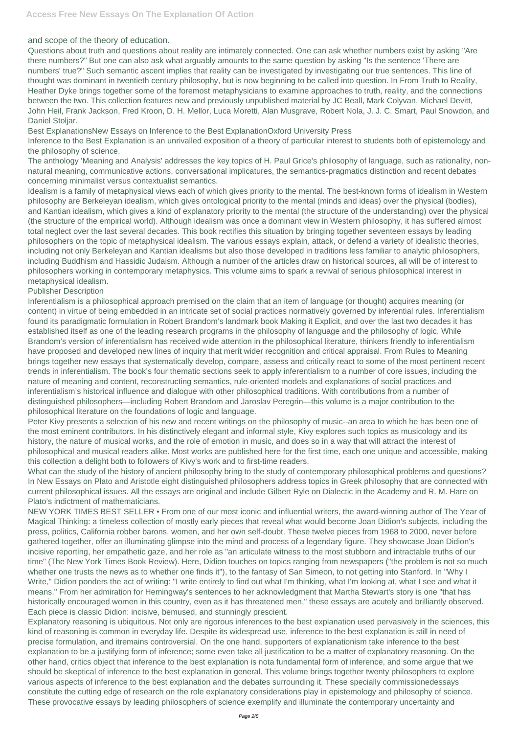and scope of the theory of education.

Questions about truth and questions about reality are intimately connected. One can ask whether numbers exist by asking "Are there numbers?" But one can also ask what arguably amounts to the same question by asking "Is the sentence 'There are numbers' true?" Such semantic ascent implies that reality can be investigated by investigating our true sentences. This line of thought was dominant in twentieth century philosophy, but is now beginning to be called into question. In From Truth to Reality, Heather Dyke brings together some of the foremost metaphysicians to examine approaches to truth, reality, and the connections between the two. This collection features new and previously unpublished material by JC Beall, Mark Colyvan, Michael Devitt, John Heil, Frank Jackson, Fred Kroon, D. H. Mellor, Luca Moretti, Alan Musgrave, Robert Nola, J. J. C. Smart, Paul Snowdon, and Daniel Stoljar.

Best ExplanationsNew Essays on Inference to the Best ExplanationOxford University Press

Inference to the Best Explanation is an unrivalled exposition of a theory of particular interest to students both of epistemology and the philosophy of science.

The anthology 'Meaning and Analysis' addresses the key topics of H. Paul Grice's philosophy of language, such as rationality, non-natural meaning, communicative actions, conversational implicatures, the semantics-pragmatics distinction and recent debates concerning minimalist versus contextualist semantics.

Idealism is a family of metaphysical views each of which gives priority to the mental. The best-known forms of idealism in Western philosophy are Berkeleyan idealism, which gives ontological priority to the mental (minds and ideas) over the physical (bodies), and Kantian idealism, which gives a kind of explanatory priority to the mental (the structure of the understanding) over the physical (the structure of the empirical world). Although idealism was once a dominant view in Western philosophy, it has suffered almost total neglect over the last several decades. This book rectifies this situation by bringing together seventeen essays by leading philosophers on the topic of metaphysical idealism. The various essays explain, attack, or defend a variety of idealistic theories, including not only Berkeleyan and Kantian idealisms but also those developed in traditions less familiar to analytic philosophers, including Buddhism and Hassidic Judaism. Although a number of the articles draw on historical sources, all will be of interest to philosophers working in contemporary metaphysics. This volume aims to spark a revival of serious philosophical interest in metaphysical idealism.

Publisher Description

Inferentialism is a philosophical approach premised on the claim that an item of language (or thought) acquires meaning (or content) in virtue of being embedded in an intricate set of social practices normatively governed by inferential rules. Inferentialism found its paradigmatic formulation in Robert Brandom's landmark book Making it Explicit, and over the last two decades it has established itself as one of the leading research programs in the philosophy of language and the philosophy of logic. While Brandom's version of inferentialism has received wide attention in the philosophical literature, thinkers friendly to inferentialism have proposed and developed new lines of inquiry that merit wider recognition and critical appraisal. From Rules to Meaning brings together new essays that systematically develop, compare, assess and critically react to some of the most pertinent recent trends in inferentialism. The book's four thematic sections seek to apply inferentialism to a number of core issues, including the nature of meaning and content, reconstructing semantics, rule-oriented models and explanations of social practices and inferentialism's historical influence and dialogue with other philosophical traditions. With contributions from a number of distinguished philosophers—including Robert Brandom and Jaroslav Peregrin—this volume is a major contribution to the philosophical literature on the foundations of logic and language.

Peter Kivy presents a selection of his new and recent writings on the philosophy of music--an area to which he has been one of the most eminent contributors. In his distinctively elegant and informal style, Kivy explores such topics as musicology and its history, the nature of musical works, and the role of emotion in music, and does so in a way that will attract the interest of philosophical and musical readers alike. Most works are published here for the first time, each one unique and accessible, making this collection a delight both to followers of Kivy's work and to first-time readers.

What can the study of the history of ancient philosophy bring to the study of contemporary philosophical problems and questions? In New Essays on Plato and Aristotle eight distinguished philosophers address topics in Greek philosophy that are connected with current philosophical issues. All the essays are original and include Gilbert Ryle on Dialectic in the Academy and R. M. Hare on Plato's indictment of mathematicians.

NEW YORK TIMES BEST SELLER • From one of our most iconic and influential writers, the award-winning author of The Year of Magical Thinking: a timeless collection of mostly early pieces that reveal what would become Joan Didion's subjects, including the press, politics, California robber barons, women, and her own self-doubt. These twelve pieces from 1968 to 2000, never before gathered together, offer an illuminating glimpse into the mind and process of a legendary figure. They showcase Joan Didion's incisive reporting, her empathetic gaze, and her role as "an articulate witness to the most stubborn and intractable truths of our time" (The New York Times Book Review). Here, Didion touches on topics ranging from newspapers ("the problem is not so much whether one trusts the news as to whether one finds it"), to the fantasy of San Simeon, to not getting into Stanford. In "Why I Write," Didion ponders the act of writing: "I write entirely to find out what I'm thinking, what I'm looking at, what I see and what it means." From her admiration for Hemingway's sentences to her acknowledgment that Martha Stewart's story is one "that has historically encouraged women in this country, even as it has threatened men," these essays are acutely and brilliantly observed. Each piece is classic Didion: incisive, bemused, and stunningly prescient.

Explanatory reasoning is ubiquitous. Not only are rigorous inferences to the best explanation used pervasively in the sciences, this kind of reasoning is common in everyday life. Despite its widespread use, inference to the best explanation is still in need of precise formulation, and itremains controversial. On the one hand, supporters of explanationism take inference to the best explanation to be a justifying form of inference; some even take all justification to be a matter of explanatory reasoning. On the other hand, critics object that inference to the best explanation is nota fundamental form of inference, and some argue that we should be skeptical of inference to the best explanation in general. This volume brings together twenty philosophers to explore various aspects of inference to the best explanation and the debates surrounding it. These specially commissionedessays constitute the cutting edge of research on the role explanatory considerations play in epistemology and philosophy of science.

These provocative essays by leading philosophers of science exemplify and illuminate the contemporary uncertainty and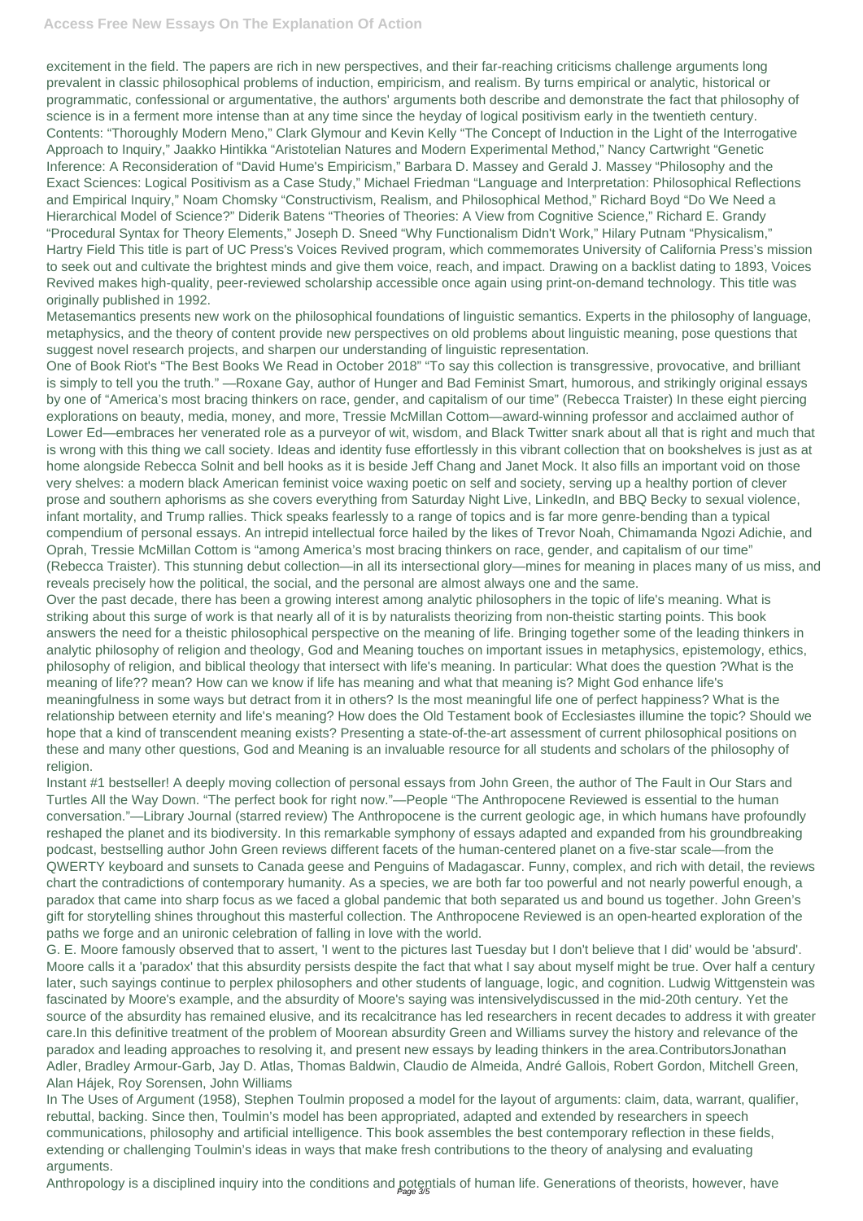excitement in the field. The papers are rich in new perspectives, and their far-reaching criticisms challenge arguments long prevalent in classic philosophical problems of induction, empiricism, and realism. By turns empirical or analytic, historical or programmatic, confessional or argumentative, the authors' arguments both describe and demonstrate the fact that philosophy of science is in a ferment more intense than at any time since the heyday of logical positivism early in the twentieth century. Contents: "Thoroughly Modern Meno," Clark Glymour and Kevin Kelly "The Concept of Induction in the Light of the Interrogative Approach to Inquiry," Jaakko Hintikka "Aristotelian Natures and Modern Experimental Method," Nancy Cartwright "Genetic Inference: A Reconsideration of "David Hume's Empiricism," Barbara D. Massey and Gerald J. Massey "Philosophy and the Exact Sciences: Logical Positivism as a Case Study," Michael Friedman "Language and Interpretation: Philosophical Reflections and Empirical Inquiry," Noam Chomsky "Constructivism, Realism, and Philosophical Method," Richard Boyd "Do We Need a Hierarchical Model of Science?" Diderik Batens "Theories of Theories: A View from Cognitive Science," Richard E. Grandy "Procedural Syntax for Theory Elements," Joseph D. Sneed "Why Functionalism Didn't Work," Hilary Putnam "Physicalism," Hartry Field This title is part of UC Press's Voices Revived program, which commemorates University of California Press's mission to seek out and cultivate the brightest minds and give them voice, reach, and impact. Drawing on a backlist dating to 1893, Voices Revived makes high-quality, peer-reviewed scholarship accessible once again using print-on-demand technology. This title was originally published in 1992.

Metasemantics presents new work on the philosophical foundations of linguistic semantics. Experts in the philosophy of language, metaphysics, and the theory of content provide new perspectives on old problems about linguistic meaning, pose questions that suggest novel research projects, and sharpen our understanding of linguistic representation.

One of Book Riot's "The Best Books We Read in October 2018" "To say this collection is transgressive, provocative, and brilliant is simply to tell you the truth." —Roxane Gay, author of Hunger and Bad Feminist Smart, humorous, and strikingly original essays by one of "America's most bracing thinkers on race, gender, and capitalism of our time" (Rebecca Traister) In these eight piercing explorations on beauty, media, money, and more, Tressie McMillan Cottom—award-winning professor and acclaimed author of Lower Ed—embraces her venerated role as a purveyor of wit, wisdom, and Black Twitter snark about all that is right and much that is wrong with this thing we call society. Ideas and identity fuse effortlessly in this vibrant collection that on bookshelves is just as at home alongside Rebecca Solnit and bell hooks as it is beside Jeff Chang and Janet Mock. It also fills an important void on those very shelves: a modern black American feminist voice waxing poetic on self and society, serving up a healthy portion of clever prose and southern aphorisms as she covers everything from Saturday Night Live, LinkedIn, and BBQ Becky to sexual violence, infant mortality, and Trump rallies. Thick speaks fearlessly to a range of topics and is far more genre-bending than a typical compendium of personal essays. An intrepid intellectual force hailed by the likes of Trevor Noah, Chimamanda Ngozi Adichie, and Oprah, Tressie McMillan Cottom is "among America's most bracing thinkers on race, gender, and capitalism of our time" (Rebecca Traister). This stunning debut collection—in all its intersectional glory—mines for meaning in places many of us miss, and reveals precisely how the political, the social, and the personal are almost always one and the same.

Over the past decade, there has been a growing interest among analytic philosophers in the topic of life's meaning. What is striking about this surge of work is that nearly all of it is by naturalists theorizing from non-theistic starting points. This book answers the need for a theistic philosophical perspective on the meaning of life. Bringing together some of the leading thinkers in analytic philosophy of religion and theology, God and Meaning touches on important issues in metaphysics, epistemology, ethics, philosophy of religion, and biblical theology that intersect with life's meaning. In particular: What does the question ?What is the meaning of life?? mean? How can we know if life has meaning and what that meaning is? Might God enhance life's meaningfulness in some ways but detract from it in others? Is the most meaningful life one of perfect happiness? What is the relationship between eternity and life's meaning? How does the Old Testament book of Ecclesiastes illumine the topic? Should we hope that a kind of transcendent meaning exists? Presenting a state-of-the-art assessment of current philosophical positions on these and many other questions, God and Meaning is an invaluable resource for all students and scholars of the philosophy of religion.

Instant #1 bestseller! A deeply moving collection of personal essays from John Green, the author of The Fault in Our Stars and Turtles All the Way Down. "The perfect book for right now."—People "The Anthropocene Reviewed is essential to the human conversation."—Library Journal (starred review) The Anthropocene is the current geologic age, in which humans have profoundly reshaped the planet and its biodiversity. In this remarkable symphony of essays adapted and expanded from his groundbreaking podcast, bestselling author John Green reviews different facets of the human-centered planet on a five-star scale—from the QWERTY keyboard and sunsets to Canada geese and Penguins of Madagascar. Funny, complex, and rich with detail, the reviews chart the contradictions of contemporary humanity. As a species, we are both far too powerful and not nearly powerful enough, a paradox that came into sharp focus as we faced a global pandemic that both separated us and bound us together. John Green's gift for storytelling shines throughout this masterful collection. The Anthropocene Reviewed is an open-hearted exploration of the paths we forge and an unironic celebration of falling in love with the world.

G. E. Moore famously observed that to assert, 'I went to the pictures last Tuesday but I don't believe that I did' would be 'absurd'. Moore calls it a 'paradox' that this absurdity persists despite the fact that what I say about myself might be true. Over half a century later, such sayings continue to perplex philosophers and other students of language, logic, and cognition. Ludwig Wittgenstein was fascinated by Moore's example, and the absurdity of Moore's saying was intensivelydiscussed in the mid-20th century. Yet the source of the absurdity has remained elusive, and its recalcitrance has led researchers in recent decades to address it with greater care.In this definitive treatment of the problem of Moorean absurdity Green and Williams survey the history and relevance of the paradox and leading approaches to resolving it, and present new essays by leading thinkers in the area.ContributorsJonathan Adler, Bradley Armour-Garb, Jay D. Atlas, Thomas Baldwin, Claudio de Almeida, André Gallois, Robert Gordon, Mitchell Green, Alan Hájek, Roy Sorensen, John Williams

In The Uses of Argument (1958), Stephen Toulmin proposed a model for the layout of arguments: claim, data, warrant, qualifier, rebuttal, backing. Since then, Toulmin's model has been appropriated, adapted and extended by researchers in speech communications, philosophy and artificial intelligence. This book assembles the best contemporary reflection in these fields, extending or challenging Toulmin's ideas in ways that make fresh contributions to the theory of analysing and evaluating arguments.

Anthropology is a disciplined inquiry into the conditions and potentials of human life. Generations of theorists, however, have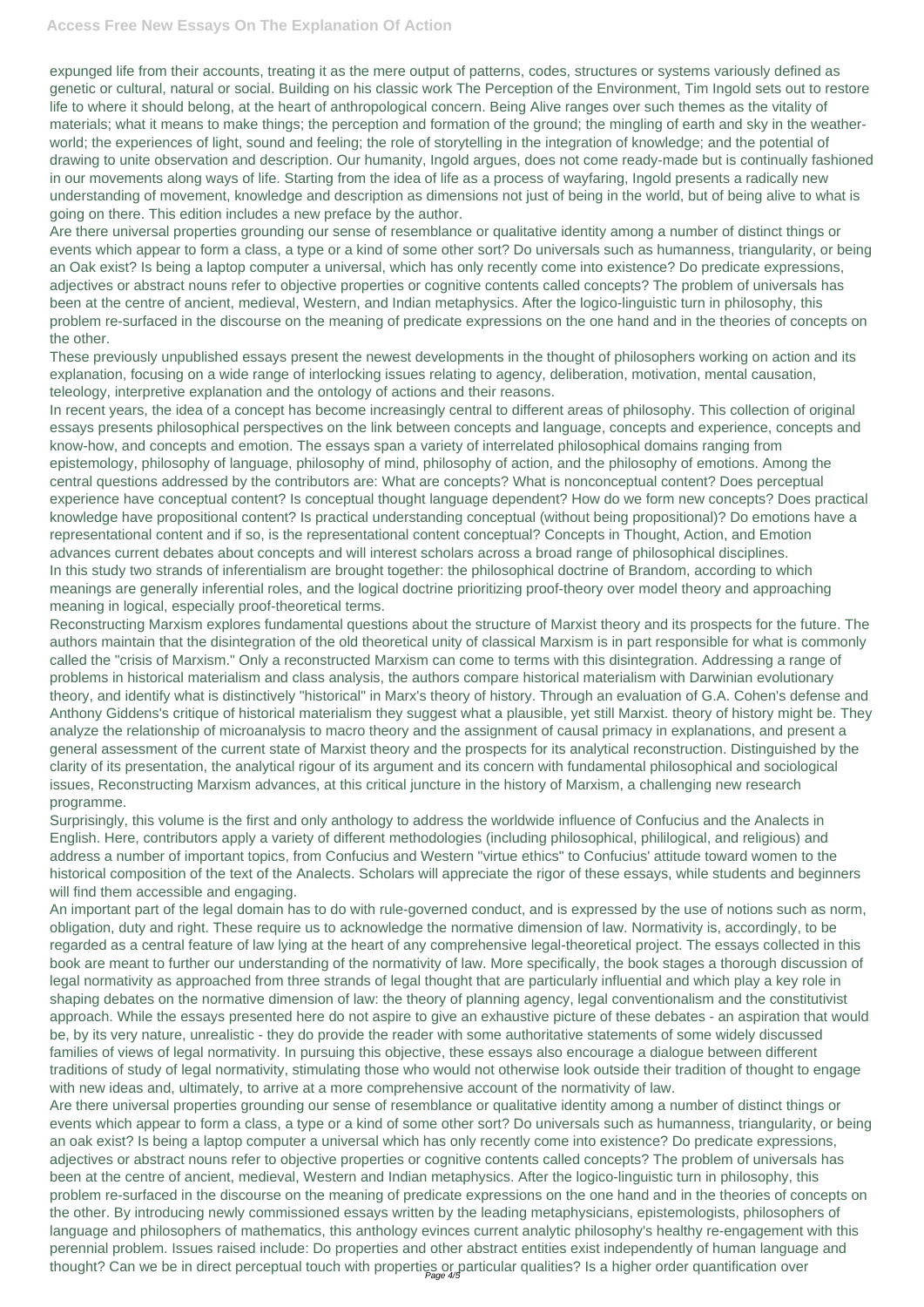expunged life from their accounts, treating it as the mere output of patterns, codes, structures or systems variously defined as genetic or cultural, natural or social. Building on his classic work The Perception of the Environment, Tim Ingold sets out to restore life to where it should belong, at the heart of anthropological concern. Being Alive ranges over such themes as the vitality of materials; what it means to make things; the perception and formation of the ground; the mingling of earth and sky in the weather-world; the experiences of light, sound and feeling; the role of storytelling in the integration of knowledge; and the potential of drawing to unite observation and description. Our humanity, Ingold argues, does not come ready-made but is continually fashioned in our movements along ways of life. Starting from the idea of life as a process of wayfaring, Ingold presents a radically new understanding of movement, knowledge and description as dimensions not just of being in the world, but of being alive to what is going on there. This edition includes a new preface by the author.

Are there universal properties grounding our sense of resemblance or qualitative identity among a number of distinct things or events which appear to form a class, a type or a kind of some other sort? Do universals such as humanness, triangularity, or being an Oak exist? Is being a laptop computer a universal, which has only recently come into existence? Do predicate expressions, adjectives or abstract nouns refer to objective properties or cognitive contents called concepts? The problem of universals has been at the centre of ancient, medieval, Western, and Indian metaphysics. After the logico-linguistic turn in philosophy, this problem re-surfaced in the discourse on the meaning of predicate expressions on the one hand and in the theories of concepts on the other.

These previously unpublished essays present the newest developments in the thought of philosophers working on action and its explanation, focusing on a wide range of interlocking issues relating to agency, deliberation, motivation, mental causation, teleology, interpretive explanation and the ontology of actions and their reasons.

In recent years, the idea of a concept has become increasingly central to different areas of philosophy. This collection of original essays presents philosophical perspectives on the link between concepts and language, concepts and experience, concepts and know-how, and concepts and emotion. The essays span a variety of interrelated philosophical domains ranging from epistemology, philosophy of language, philosophy of mind, philosophy of action, and the philosophy of emotions. Among the central questions addressed by the contributors are: What are concepts? What is nonconceptual content? Does perceptual experience have conceptual content? Is conceptual thought language dependent? How do we form new concepts? Does practical knowledge have propositional content? Is practical understanding conceptual (without being propositional)? Do emotions have a representational content and if so, is the representational content conceptual? Concepts in Thought, Action, and Emotion advances current debates about concepts and will interest scholars across a broad range of philosophical disciplines.

In this study two strands of inferentialism are brought together: the philosophical doctrine of Brandom, according to which meanings are generally inferential roles, and the logical doctrine prioritizing proof-theory over model theory and approaching meaning in logical, especially proof-theoretical terms.

Reconstructing Marxism explores fundamental questions about the structure of Marxist theory and its prospects for the future. The authors maintain that the disintegration of the old theoretical unity of classical Marxism is in part responsible for what is commonly called the "crisis of Marxism." Only a reconstructed Marxism can come to terms with this disintegration. Addressing a range of problems in historical materialism and class analysis, the authors compare historical materialism with Darwinian evolutionary theory, and identify what is distinctively "historical" in Marx's theory of history. Through an evaluation of G.A. Cohen's defense and Anthony Giddens's critique of historical materialism they suggest what a plausible, yet still Marxist. theory of history might be. They analyze the relationship of microanalysis to macro theory and the assignment of causal primacy in explanations, and present a general assessment of the current state of Marxist theory and the prospects for its analytical reconstruction. Distinguished by the clarity of its presentation, the analytical rigour of its argument and its concern with fundamental philosophical and sociological issues, Reconstructing Marxism advances, at this critical juncture in the history of Marxism, a challenging new research programme.

Surprisingly, this volume is the first and only anthology to address the worldwide influence of Confucius and the Analects in English. Here, contributors apply a variety of different methodologies (including philosophical, phililogical, and religious) and address a number of important topics, from Confucius and Western "virtue ethics" to Confucius' attitude toward women to the historical composition of the text of the Analects. Scholars will appreciate the rigor of these essays, while students and beginners will find them accessible and engaging.

An important part of the legal domain has to do with rule-governed conduct, and is expressed by the use of notions such as norm, obligation, duty and right. These require us to acknowledge the normative dimension of law. Normativity is, accordingly, to be regarded as a central feature of law lying at the heart of any comprehensive legal-theoretical project. The essays collected in this book are meant to further our understanding of the normativity of law. More specifically, the book stages a thorough discussion of legal normativity as approached from three strands of legal thought that are particularly influential and which play a key role in shaping debates on the normative dimension of law: the theory of planning agency, legal conventionalism and the constitutivist approach. While the essays presented here do not aspire to give an exhaustive picture of these debates - an aspiration that would be, by its very nature, unrealistic - they do provide the reader with some authoritative statements of some widely discussed families of views of legal normativity. In pursuing this objective, these essays also encourage a dialogue between different traditions of study of legal normativity, stimulating those who would not otherwise look outside their tradition of thought to engage with new ideas and, ultimately, to arrive at a more comprehensive account of the normativity of law.

Are there universal properties grounding our sense of resemblance or qualitative identity among a number of distinct things or events which appear to form a class, a type or a kind of some other sort? Do universals such as humanness, triangularity, or being an oak exist? Is being a laptop computer a universal which has only recently come into existence? Do predicate expressions, adjectives or abstract nouns refer to objective properties or cognitive contents called concepts? The problem of universals has been at the centre of ancient, medieval, Western and Indian metaphysics. After the logico-linguistic turn in philosophy, this problem re-surfaced in the discourse on the meaning of predicate expressions on the one hand and in the theories of concepts on the other. By introducing newly commissioned essays written by the leading metaphysicians, epistemologists, philosophers of language and philosophers of mathematics, this anthology evinces current analytic philosophy's healthy re-engagement with this perennial problem. Issues raised include: Do properties and other abstract entities exist independently of human language and thought? Can we be in direct perceptual touch with properties or particular qualities? Is a higher order quantification over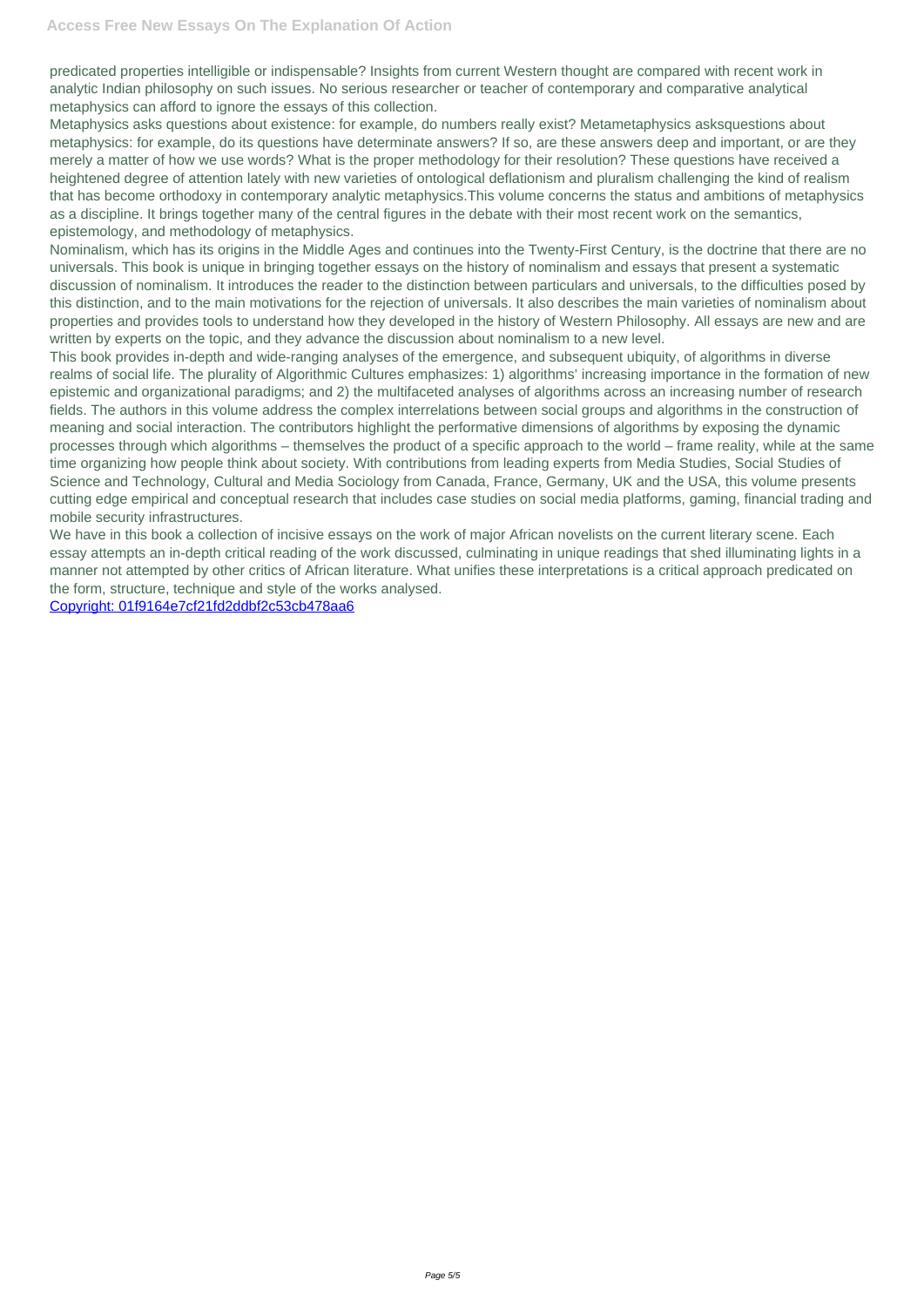predicated properties intelligible or indispensable? Insights from current Western thought are compared with recent work in analytic Indian philosophy on such issues. No serious researcher or teacher of contemporary and comparative analytical metaphysics can afford to ignore the essays of this collection.

Metaphysics asks questions about existence: for example, do numbers really exist? Metametaphysics asksquestions about metaphysics: for example, do its questions have determinate answers? If so, are these answers deep and important, or are they merely a matter of how we use words? What is the proper methodology for their resolution? These questions have received a heightened degree of attention lately with new varieties of ontological deflationism and pluralism challenging the kind of realism that has become orthodoxy in contemporary analytic metaphysics.This volume concerns the status and ambitions of metaphysics as a discipline. It brings together many of the central figures in the debate with their most recent work on the semantics, epistemology, and methodology of metaphysics.

Nominalism, which has its origins in the Middle Ages and continues into the Twenty-First Century, is the doctrine that there are no universals. This book is unique in bringing together essays on the history of nominalism and essays that present a systematic discussion of nominalism. It introduces the reader to the distinction between particulars and universals, to the difficulties posed by this distinction, and to the main motivations for the rejection of universals. It also describes the main varieties of nominalism about properties and provides tools to understand how they developed in the history of Western Philosophy. All essays are new and are written by experts on the topic, and they advance the discussion about nominalism to a new level.

This book provides in-depth and wide-ranging analyses of the emergence, and subsequent ubiquity, of algorithms in diverse realms of social life. The plurality of Algorithmic Cultures emphasizes: 1) algorithms' increasing importance in the formation of new epistemic and organizational paradigms; and 2) the multifaceted analyses of algorithms across an increasing number of research fields. The authors in this volume address the complex interrelations between social groups and algorithms in the construction of meaning and social interaction. The contributors highlight the performative dimensions of algorithms by exposing the dynamic processes through which algorithms – themselves the product of a specific approach to the world – frame reality, while at the same time organizing how people think about society. With contributions from leading experts from Media Studies, Social Studies of Science and Technology, Cultural and Media Sociology from Canada, France, Germany, UK and the USA, this volume presents cutting edge empirical and conceptual research that includes case studies on social media platforms, gaming, financial trading and mobile security infrastructures.

We have in this book a collection of incisive essays on the work of major African novelists on the current literary scene. Each essay attempts an in-depth critical reading of the work discussed, culminating in unique readings that shed illuminating lights in a manner not attempted by other critics of African literature. What unifies these interpretations is a critical approach predicated on the form, structure, technique and style of the works analysed.

Copyright: 01f9164e7cf21fd2ddbf2c53cb478aa6